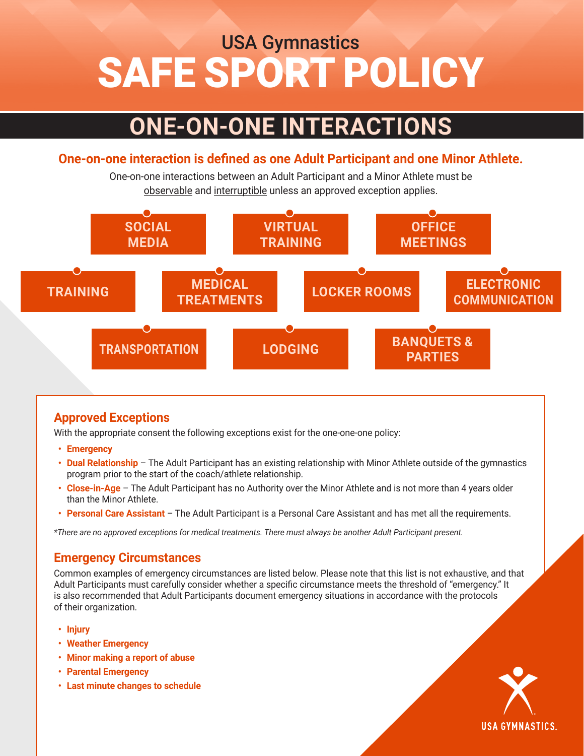USA Gymnastics

# SAFE SPORT POLICY

## ONE-ON-ONE INTERACTIONS

**One-on-one interaction is defined as one Adult Participant and one Minor Athlete.**

One-on-one interactions between an Adult Participant and a Minor Athlete must be observable and interruptible unless an approved exception applies.

- SOCIAL MEDIA
- VIRTUAL TRAINING
- OFFICE MEETINGS
- TRAINING
- MEDICAL TREATMENTS
- LOCKER ROOMS
- ELECTRONIC COMMUNICATION
- TRANSPORTATION
- LODGING
- BANQUETS & PARTIES

### Approved Exceptions

With the appropriate consent the following exceptions exist for the one-one-one policy:

- **Emergency**
- **Dual Relationship** – The Adult Participant has an existing relationship with Minor Athlete outside of the gymnastics program prior to the start of the coach/athlete relationship.
- **Close-in-Age** – The Adult Participant has no Authority over the Minor Athlete and is not more than 4 years older than the Minor Athlete.
- **Personal Care Assistant** – The Adult Participant is a Personal Care Assistant and has met all the requirements.

*\*There are no approved exceptions for medical treatments. There must always be another Adult Participant present.*

### Emergency Circumstances

Common examples of emergency circumstances are listed below. Please note that this list is not exhaustive, and that Adult Participants must carefully consider whether a specific circumstance meets the threshold of "emergency." It is also recommended that Adult Participants document emergency situations in accordance with the protocols of their organization.

- **Injury**
- **Weather Emergency**
- **Minor making a report of abuse**
- **Parental Emergency**
- **Last minute changes to schedule**

USA GYMNASTICS.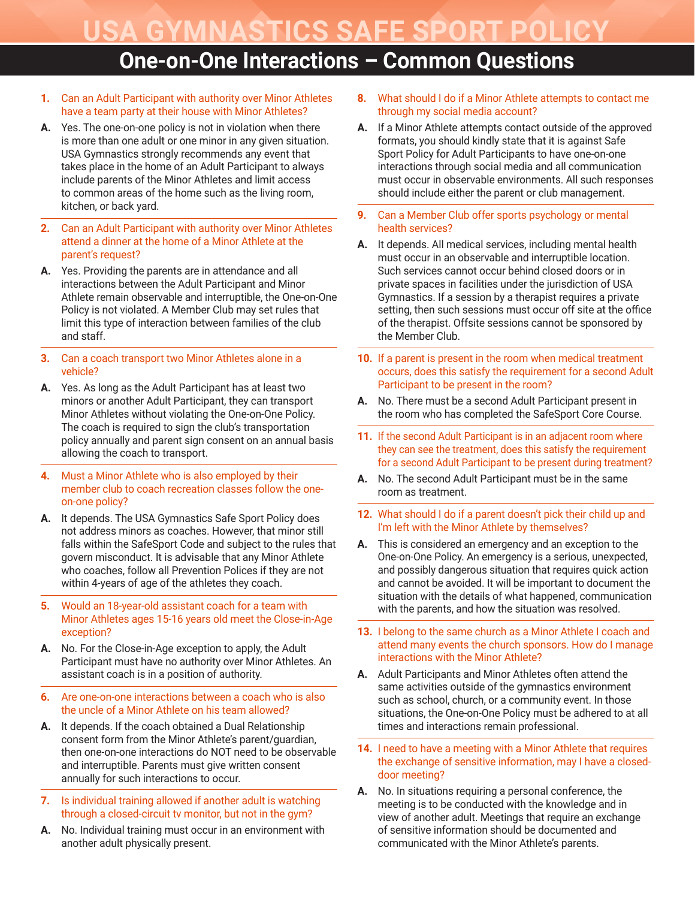# USA GYMNASTICS SAFE SPORT POLICY

## One-on-One Interactions – Common Questions

**1. Can an Adult Participant with authority over Minor Athletes have a team party at their house with Minor Athletes?**

**A.** Yes. The one-on-one policy is not in violation when there is more than one adult or one minor in any given situation. USA Gymnastics strongly recommends any event that takes place in the home of an Adult Participant to always include parents of the Minor Athletes and limit access to common areas of the home such as the living room, kitchen, or back yard.

**2. Can an Adult Participant with authority over Minor Athletes attend a dinner at the home of a Minor Athlete at the parent's request?**

**A.** Yes. Providing the parents are in attendance and all interactions between the Adult Participant and Minor Athlete remain observable and interruptible, the One-on-One Policy is not violated. A Member Club may set rules that limit this type of interaction between families of the club and staff.

**3. Can a coach transport two Minor Athletes alone in a vehicle?**

**A.** Yes. As long as the Adult Participant has at least two minors or another Adult Participant, they can transport Minor Athletes without violating the One-on-One Policy. The coach is required to sign the club's transportation policy annually and parent sign consent on an annual basis allowing the coach to transport.

**4. Must a Minor Athlete who is also employed by their member club to coach recreation classes follow the one-on-one policy?**

**A.** It depends. The USA Gymnastics Safe Sport Policy does not address minors as coaches. However, that minor still falls within the SafeSport Code and subject to the rules that govern misconduct. It is advisable that any Minor Athlete who coaches, follow all Prevention Polices if they are not within 4-years of age of the athletes they coach.

**5. Would an 18-year-old assistant coach for a team with Minor Athletes ages 15-16 years old meet the Close-in-Age exception?**

**A.** No. For the Close-in-Age exception to apply, the Adult Participant must have no authority over Minor Athletes. An assistant coach is in a position of authority.

**6. Are one-on-one interactions between a coach who is also the uncle of a Minor Athlete on his team allowed?**

**A.** It depends. If the coach obtained a Dual Relationship consent form from the Minor Athlete's parent/guardian, then one-on-one interactions do NOT need to be observable and interruptible. Parents must give written consent annually for such interactions to occur.

**7. Is individual training allowed if another adult is watching through a closed-circuit tv monitor, but not in the gym?**

**A.** No. Individual training must occur in an environment with another adult physically present.

**8. What should I do if a Minor Athlete attempts to contact me through my social media account?**

**A.** If a Minor Athlete attempts contact outside of the approved formats, you should kindly state that it is against Safe Sport Policy for Adult Participants to have one-on-one interactions through social media and all communication must occur in observable environments. All such responses should include either the parent or club management.

**9. Can a Member Club offer sports psychology or mental health services?**

**A.** It depends. All medical services, including mental health must occur in an observable and interruptible location. Such services cannot occur behind closed doors or in private spaces in facilities under the jurisdiction of USA Gymnastics. If a session by a therapist requires a private setting, then such sessions must occur off site at the office of the therapist. Offsite sessions cannot be sponsored by the Member Club.

**10. If a parent is present in the room when medical treatment occurs, does this satisfy the requirement for a second Adult Participant to be present in the room?**

**A.** No. There must be a second Adult Participant present in the room who has completed the SafeSport Core Course.

**11. If the second Adult Participant is in an adjacent room where they can see the treatment, does this satisfy the requirement for a second Adult Participant to be present during treatment?**

**A.** No. The second Adult Participant must be in the same room as treatment.

**12. What should I do if a parent doesn't pick their child up and I'm left with the Minor Athlete by themselves?**

**A.** This is considered an emergency and an exception to the One-on-One Policy. An emergency is a serious, unexpected, and possibly dangerous situation that requires quick action and cannot be avoided. It will be important to document the situation with the details of what happened, communication with the parents, and how the situation was resolved.

**13. I belong to the same church as a Minor Athlete I coach and attend many events the church sponsors. How do I manage interactions with the Minor Athlete?**

**A.** Adult Participants and Minor Athletes often attend the same activities outside of the gymnastics environment such as school, church, or a community event. In those situations, the One-on-One Policy must be adhered to at all times and interactions remain professional.

**14. I need to have a meeting with a Minor Athlete that requires the exchange of sensitive information, may I have a closed-door meeting?**

**A.** No. In situations requiring a personal conference, the meeting is to be conducted with the knowledge and in view of another adult. Meetings that require an exchange of sensitive information should be documented and communicated with the Minor Athlete's parents.